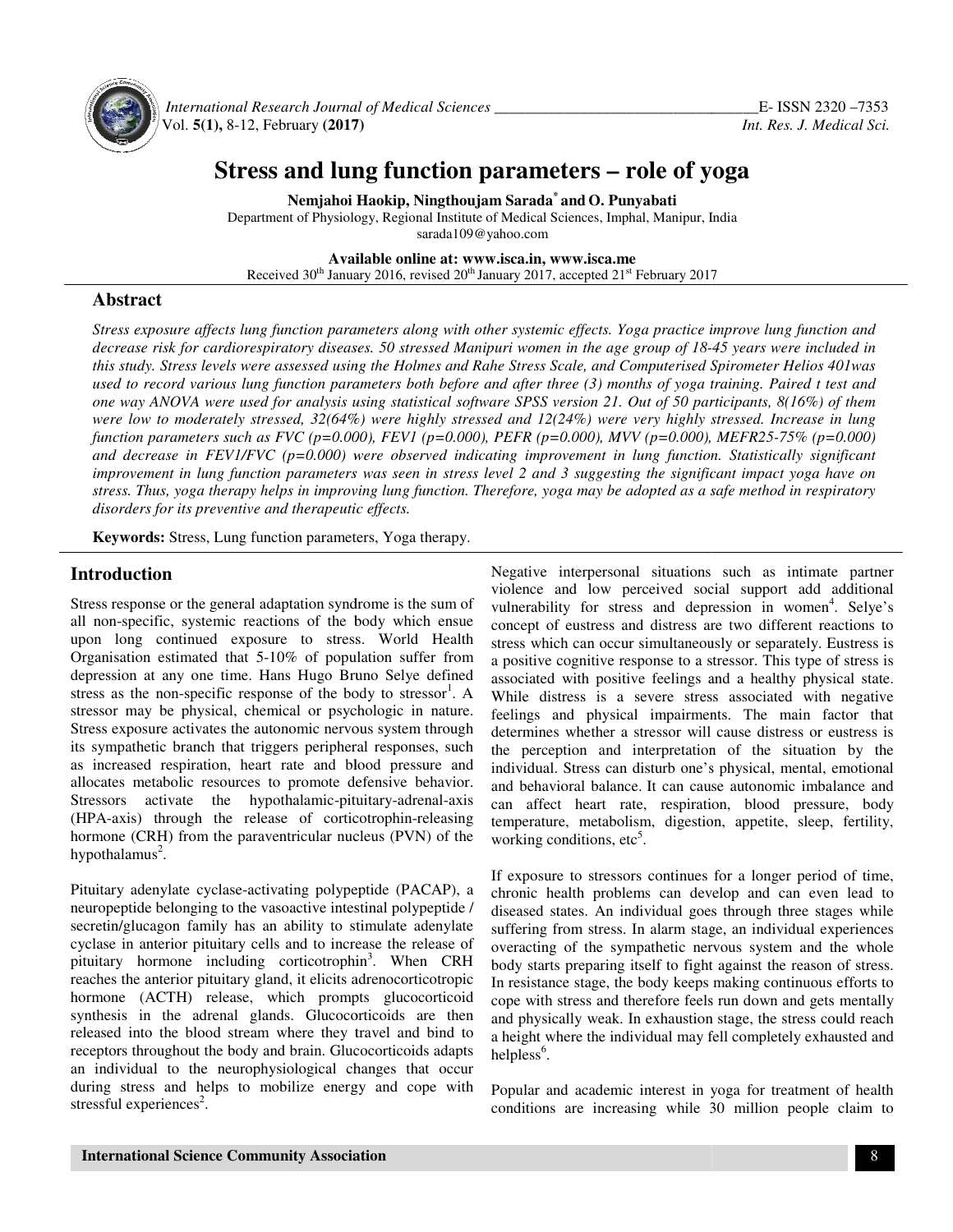# Stress and lung function parameters – role of yoga

**Nemjahoi Haokip, Ningthoujam Sarada\* and O. Punyabati**

Department of Physiology, Regional Institute of Medical Sciences, Imphal, Manipur, India
sarada109@yahoo.com

**Available online at: www.isca.in, www.isca.me**
Received 30th January 2016, revised 20th January 2017, accepted 21st February 2017

## Abstract

*Stress exposure affects lung function parameters along with other systemic effects. Yoga practice improve lung function and decrease risk for cardiorespiratory diseases. 50 stressed Manipuri women in the age group of 18-45 years were included in this study. Stress levels were assessed using the Holmes and Rahe Stress Scale, and Computerised Spirometer Helios 401was used to record various lung function parameters both before and after three (3) months of yoga training. Paired t test and one way ANOVA were used for analysis using statistical software SPSS version 21. Out of 50 participants, 8(16%) of them were low to moderately stressed, 32(64%) were highly stressed and 12(24%) were very highly stressed. Increase in lung function parameters such as FVC (p=0.000), FEV1 (p=0.000), PEFR (p=0.000), MVV (p=0.000), MEFR25-75% (p=0.000) and decrease in FEV1/FVC (p=0.000) were observed indicating improvement in lung function. Statistically significant improvement in lung function parameters was seen in stress level 2 and 3 suggesting the significant impact yoga have on stress. Thus, yoga therapy helps in improving lung function. Therefore, yoga may be adopted as a safe method in respiratory disorders for its preventive and therapeutic effects.*

**Keywords:** Stress, Lung function parameters, Yoga therapy.

## Introduction

Stress response or the general adaptation syndrome is the sum of all non-specific, systemic reactions of the body which ensue upon long continued exposure to stress. World Health Organisation estimated that 5-10% of population suffer from depression at any one time. Hans Hugo Bruno Selye defined stress as the non-specific response of the body to stressor[1]. A stressor may be physical, chemical or psychologic in nature. Stress exposure activates the autonomic nervous system through its sympathetic branch that triggers peripheral responses, such as increased respiration, heart rate and blood pressure and allocates metabolic resources to promote defensive behavior. Stressors activate the hypothalamic-pituitary-adrenal-axis (HPA-axis) through the release of corticotrophin-releasing hormone (CRH) from the paraventricular nucleus (PVN) of the hypothalamus[2].

Pituitary adenylate cyclase-activating polypeptide (PACAP), a neuropeptide belonging to the vasoactive intestinal polypeptide / secretin/glucagon family has an ability to stimulate adenylate cyclase in anterior pituitary cells and to increase the release of pituitary hormone including corticotrophin[3]. When CRH reaches the anterior pituitary gland, it elicits adrenocorticotropic hormone (ACTH) release, which prompts glucocorticoid synthesis in the adrenal glands. Glucocorticoids are then released into the blood stream where they travel and bind to receptors throughout the body and brain. Glucocorticoids adapts an individual to the neurophysiological changes that occur during stress and helps to mobilize energy and cope with stressful experiences[2].

Negative interpersonal situations such as intimate partner violence and low perceived social support add additional vulnerability for stress and depression in women[4]. Selye's concept of eustress and distress are two different reactions to stress which can occur simultaneously or separately. Eustress is a positive cognitive response to a stressor. This type of stress is associated with positive feelings and a healthy physical state. While distress is a severe stress associated with negative feelings and physical impairments. The main factor that determines whether a stressor will cause distress or eustress is the perception and interpretation of the situation by the individual. Stress can disturb one's physical, mental, emotional and behavioral balance. It can cause autonomic imbalance and can affect heart rate, respiration, blood pressure, body temperature, metabolism, digestion, appetite, sleep, fertility, working conditions, etc[5].

If exposure to stressors continues for a longer period of time, chronic health problems can develop and can even lead to diseased states. An individual goes through three stages while suffering from stress. In alarm stage, an individual experiences overacting of the sympathetic nervous system and the whole body starts preparing itself to fight against the reason of stress. In resistance stage, the body keeps making continuous efforts to cope with stress and therefore feels run down and gets mentally and physically weak. In exhaustion stage, the stress could reach a height where the individual may fell completely exhausted and helpless[6].

Popular and academic interest in yoga for treatment of health conditions are increasing while 30 million people claim to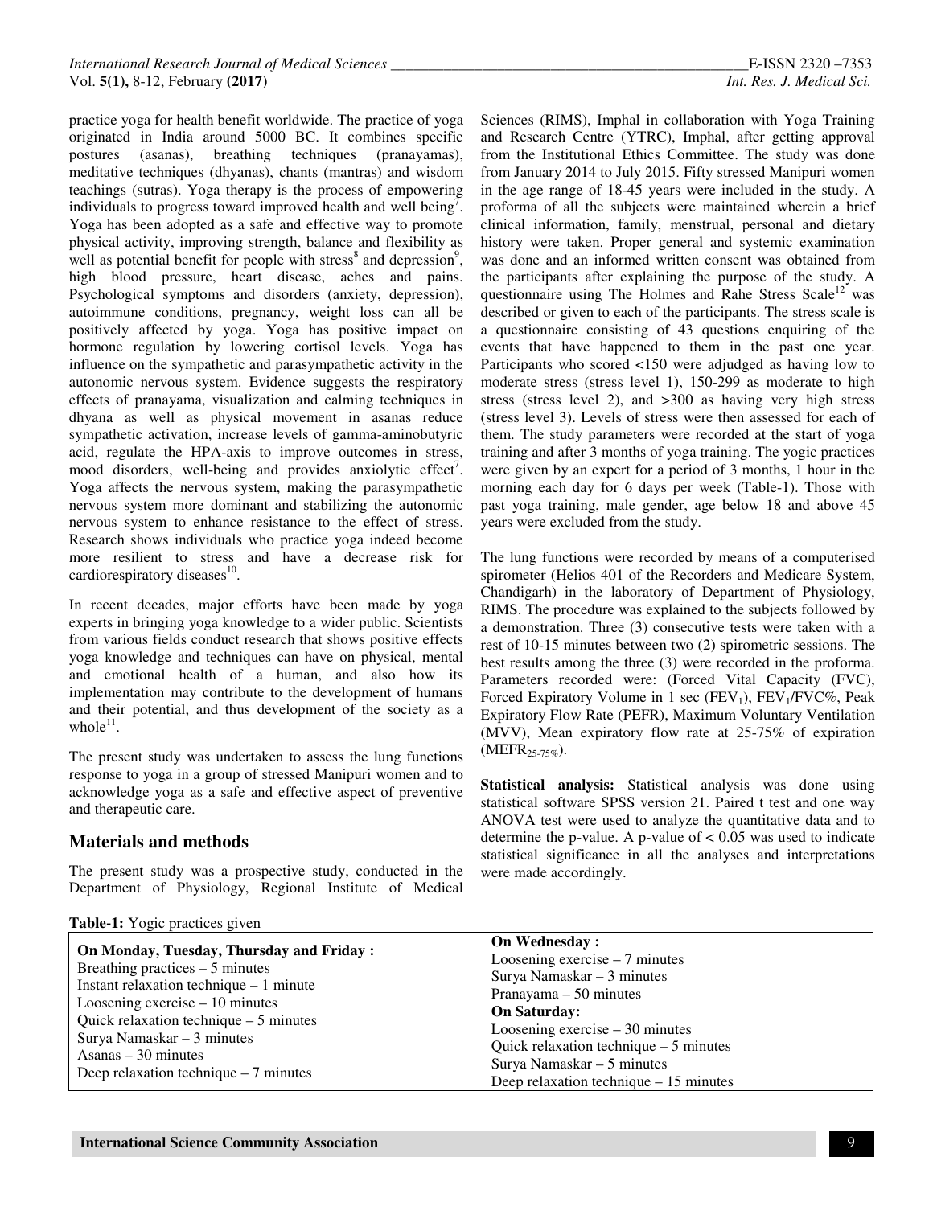practice yoga for health benefit worldwide. The practice of yoga originated in India around 5000 BC. It combines specific postures (asanas), breathing techniques (pranayamas), meditative techniques (dhyanas), chants (mantras) and wisdom teachings (sutras). Yoga therapy is the process of empowering individuals to progress toward improved health and well being[7]. Yoga has been adopted as a safe and effective way to promote physical activity, improving strength, balance and flexibility as well as potential benefit for people with stress[8] and depression[9], high blood pressure, heart disease, aches and pains. Psychological symptoms and disorders (anxiety, depression), autoimmune conditions, pregnancy, weight loss can all be positively affected by yoga. Yoga has positive impact on hormone regulation by lowering cortisol levels. Yoga has influence on the sympathetic and parasympathetic activity in the autonomic nervous system. Evidence suggests the respiratory effects of pranayama, visualization and calming techniques in dhyana as well as physical movement in asanas reduce sympathetic activation, increase levels of gamma-aminobutyric acid, regulate the HPA-axis to improve outcomes in stress, mood disorders, well-being and provides anxiolytic effect[7]. Yoga affects the nervous system, making the parasympathetic nervous system more dominant and stabilizing the autonomic nervous system to enhance resistance to the effect of stress. Research shows individuals who practice yoga indeed become more resilient to stress and have a decrease risk for cardiorespiratory diseases[10].

In recent decades, major efforts have been made by yoga experts in bringing yoga knowledge to a wider public. Scientists from various fields conduct research that shows positive effects yoga knowledge and techniques can have on physical, mental and emotional health of a human, and also how its implementation may contribute to the development of humans and their potential, and thus development of the society as a whole[11].

The present study was undertaken to assess the lung functions response to yoga in a group of stressed Manipuri women and to acknowledge yoga as a safe and effective aspect of preventive and therapeutic care.

## Materials and methods

The present study was a prospective study, conducted in the Department of Physiology, Regional Institute of Medical Sciences (RIMS), Imphal in collaboration with Yoga Training and Research Centre (YTRC), Imphal, after getting approval from the Institutional Ethics Committee. The study was done from January 2014 to July 2015. Fifty stressed Manipuri women in the age range of 18-45 years were included in the study. A proforma of all the subjects were maintained wherein a brief clinical information, family, menstrual, personal and dietary history were taken. Proper general and systemic examination was done and an informed written consent was obtained from the participants after explaining the purpose of the study. A questionnaire using The Holmes and Rahe Stress Scale[12] was described or given to each of the participants. The stress scale is a questionnaire consisting of 43 questions enquiring of the events that have happened to them in the past one year. Participants who scored <150 were adjudged as having low to moderate stress (stress level 1), 150-299 as moderate to high stress (stress level 2), and >300 as having very high stress (stress level 3). Levels of stress were then assessed for each of them. The study parameters were recorded at the start of yoga training and after 3 months of yoga training. The yogic practices were given by an expert for a period of 3 months, 1 hour in the morning each day for 6 days per week (Table-1). Those with past yoga training, male gender, age below 18 and above 45 years were excluded from the study.

The lung functions were recorded by means of a computerised spirometer (Helios 401 of the Recorders and Medicare System, Chandigarh) in the laboratory of Department of Physiology, RIMS. The procedure was explained to the subjects followed by a demonstration. Three (3) consecutive tests were taken with a rest of 10-15 minutes between two (2) spirometric sessions. The best results among the three (3) were recorded in the proforma. Parameters recorded were: (Forced Vital Capacity (FVC), Forced Expiratory Volume in 1 sec ($FEV_1$), $FEV_1$/FVC%, Peak Expiratory Flow Rate (PEFR), Maximum Voluntary Ventilation (MVV), Mean expiratory flow rate at 25-75% of expiration ($MEFR_{25-75\%}$).

**Statistical analysis:** Statistical analysis was done using statistical software SPSS version 21. Paired t test and one way ANOVA test were used to analyze the quantitative data and to determine the p-value. A p-value of < 0.05 was used to indicate statistical significance in all the analyses and interpretations were made accordingly.

**Table-1:** Yogic practices given

| On Monday, Tuesday, Thursday and Friday : | On Wednesday : |
|---|---|
| Breathing practices – 5 minutes | Loosening exercise – 7 minutes |
| Instant relaxation technique – 1 minute | Surya Namaskar – 3 minutes |
| Loosening exercise – 10 minutes | Pranayama – 50 minutes |
| Quick relaxation technique – 5 minutes | **On Saturday:** |
| Surya Namaskar – 3 minutes | Loosening exercise – 30 minutes |
| Asanas – 30 minutes | Quick relaxation technique – 5 minutes |
| Deep relaxation technique – 7 minutes | Surya Namaskar – 5 minutes |
| | Deep relaxation technique – 15 minutes |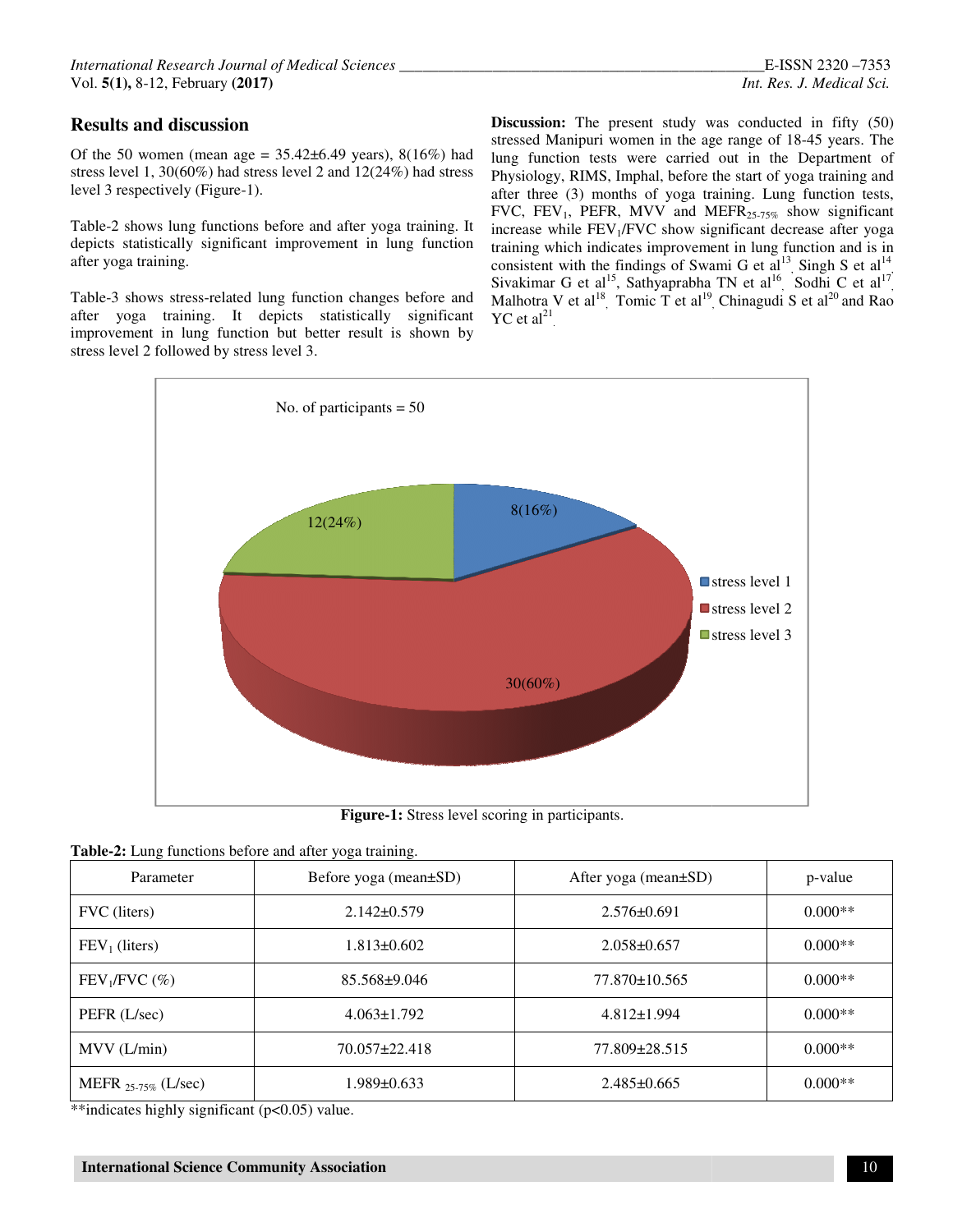## Results and discussion

Of the 50 women (mean age = 35.42±6.49 years), 8(16%) had stress level 1, 30(60%) had stress level 2 and 12(24%) had stress level 3 respectively (Figure-1).

Table-2 shows lung functions before and after yoga training. It depicts statistically significant improvement in lung function after yoga training.

Table-3 shows stress-related lung function changes before and after yoga training. It depicts statistically significant improvement in lung function but better result is shown by stress level 2 followed by stress level 3.

**Discussion:** The present study was conducted in fifty (50) stressed Manipuri women in the age range of 18-45 years. The lung function tests were carried out in the Department of Physiology, RIMS, Imphal, before the start of yoga training and after three (3) months of yoga training. Lung function tests, FVC, $FEV_1$, PEFR, MVV and $MEFR_{25-75\%}$ show significant increase while $FEV_1$/FVC show significant decrease after yoga training which indicates improvement in lung function and is in consistent with the findings of Swami G et al[13], Singh S et al[14], Sivakimar G et al[15], Sathyaprabha TN et al[16], Sodhi C et al[17], Malhotra V et al[18], Tomic T et al[19], Chinagudi S et al[20] and Rao YC et al[21].

**Figure-1:** Stress level scoring in participants.

**Table-2:** Lung functions before and after yoga training.

| Parameter | Before yoga (mean±SD) | After yoga (mean±SD) | p-value |
|---|---|---|---|
| FVC (liters) | 2.142±0.579 | 2.576±0.691 | 0.000** |
| $FEV_1$ (liters) | 1.813±0.602 | 2.058±0.657 | 0.000** |
| $FEV_1$/FVC (%) | 85.568±9.046 | 77.870±10.565 | 0.000** |
| PEFR (L/sec) | 4.063±1.792 | 4.812±1.994 | 0.000** |
| MVV (L/min) | 70.057±22.418 | 77.809±28.515 | 0.000** |
| $MEFR_{25-75\%}$ (L/sec) | 1.989±0.633 | 2.485±0.665 | 0.000** |

**indicates highly significant ($p<0.05$) value.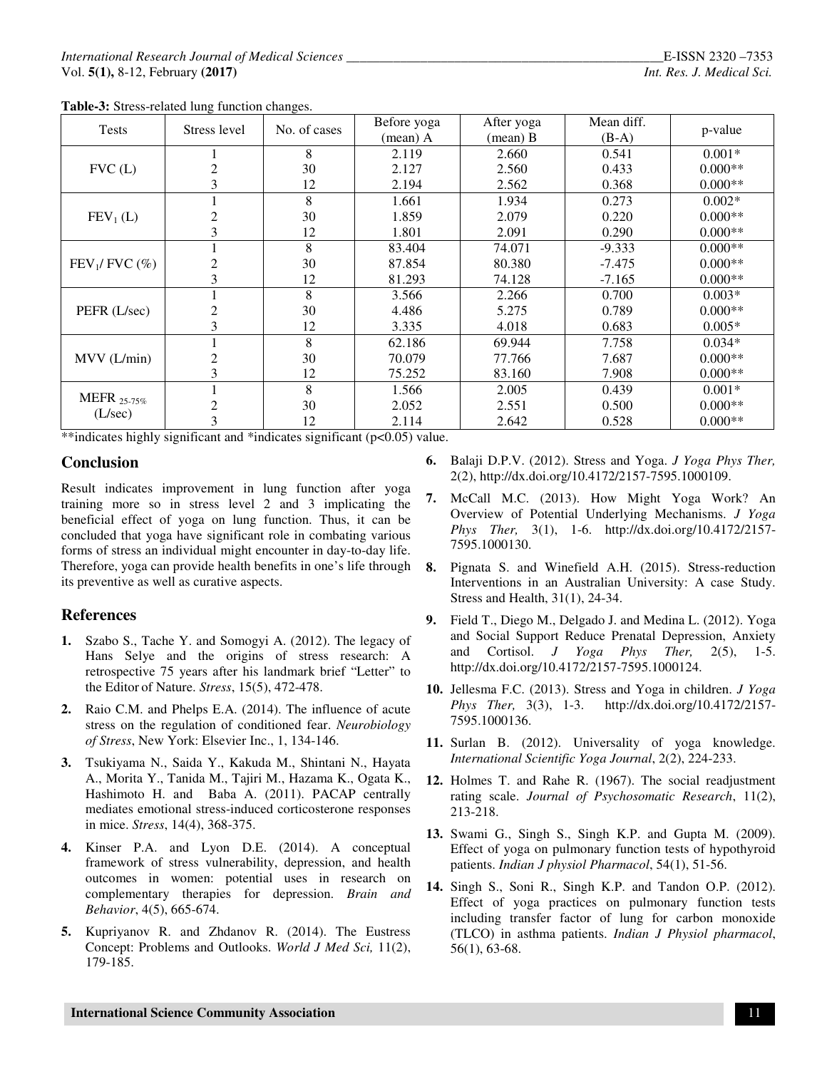**Table-3:** Stress-related lung function changes.

| Tests | Stress level | No. of cases | Before yoga (mean) A | After yoga (mean) B | Mean diff. (B-A) | p-value |
|---|---|---|---|---|---|---|
| FVC (L) | 1 | 8 | 2.119 | 2.660 | 0.541 | 0.001* |
| | 2 | 30 | 2.127 | 2.560 | 0.433 | 0.000** |
| | 3 | 12 | 2.194 | 2.562 | 0.368 | 0.000** |
| $FEV_1$ (L) | 1 | 8 | 1.661 | 1.934 | 0.273 | 0.002* |
| | 2 | 30 | 1.859 | 2.079 | 0.220 | 0.000** |
| | 3 | 12 | 1.801 | 2.091 | 0.290 | 0.000** |
| $FEV_1$/ FVC (%) | 1 | 8 | 83.404 | 74.071 | -9.333 | 0.000** |
| | 2 | 30 | 87.854 | 80.380 | -7.475 | 0.000** |
| | 3 | 12 | 81.293 | 74.128 | -7.165 | 0.000** |
| PEFR (L/sec) | 1 | 8 | 3.566 | 2.266 | 0.700 | 0.003* |
| | 2 | 30 | 4.486 | 5.275 | 0.789 | 0.000** |
| | 3 | 12 | 3.335 | 4.018 | 0.683 | 0.005* |
| MVV (L/min) | 1 | 8 | 62.186 | 69.944 | 7.758 | 0.034* |
| | 2 | 30 | 70.079 | 77.766 | 7.687 | 0.000** |
| | 3 | 12 | 75.252 | 83.160 | 7.908 | 0.000** |
| $MEFR_{25\text{-}75\%}$ (L/sec) | 1 | 8 | 1.566 | 2.005 | 0.439 | 0.001* |
| | 2 | 30 | 2.052 | 2.551 | 0.500 | 0.000** |
| | 3 | 12 | 2.114 | 2.642 | 0.528 | 0.000** |

**indicates highly significant and *indicates significant ($p<0.05$) value.

## Conclusion

Result indicates improvement in lung function after yoga training more so in stress level 2 and 3 implicating the beneficial effect of yoga on lung function. Thus, it can be concluded that yoga have significant role in combating various forms of stress an individual might encounter in day-to-day life. Therefore, yoga can provide health benefits in one's life through its preventive as well as curative aspects.

## References

1. Szabo S., Tache Y. and Somogyi A. (2012). The legacy of Hans Selye and the origins of stress research: A retrospective 75 years after his landmark brief "Letter" to the Editor of Nature. *Stress*, 15(5), 472-478.
2. Raio C.M. and Phelps E.A. (2014). The influence of acute stress on the regulation of conditioned fear. *Neurobiology of Stress*, New York: Elsevier Inc., 1, 134-146.
3. Tsukiyama N., Saida Y., Kakuda M., Shintani N., Hayata A., Morita Y., Tanida M., Tajiri M., Hazama K., Ogata K., Hashimoto H. and Baba A. (2011). PACAP centrally mediates emotional stress-induced corticosterone responses in mice. *Stress*, 14(4), 368-375.
4. Kinser P.A. and Lyon D.E. (2014). A conceptual framework of stress vulnerability, depression, and health outcomes in women: potential uses in research on complementary therapies for depression. *Brain and Behavior*, 4(5), 665-674.
5. Kupriyanov R. and Zhdanov R. (2014). The Eustress Concept: Problems and Outlooks. *World J Med Sci,* 11(2), 179-185.
6. Balaji D.P.V. (2012). Stress and Yoga. *J Yoga Phys Ther,* 2(2), http://dx.doi.org/10.4172/2157-7595.1000109.
7. McCall M.C. (2013). How Might Yoga Work? An Overview of Potential Underlying Mechanisms. *J Yoga Phys Ther,* 3(1), 1-6. http://dx.doi.org/10.4172/2157-7595.1000130.
8. Pignata S. and Winefield A.H. (2015). Stress-reduction Interventions in an Australian University: A case Study. Stress and Health, 31(1), 24-34.
9. Field T., Diego M., Delgado J. and Medina L. (2012). Yoga and Social Support Reduce Prenatal Depression, Anxiety and Cortisol. *J Yoga Phys Ther,* 2(5), 1-5. http://dx.doi.org/10.4172/2157-7595.1000124.
10. Jellesma F.C. (2013). Stress and Yoga in children. *J Yoga Phys Ther,* 3(3), 1-3. http://dx.doi.org/10.4172/2157-7595.1000136.
11. Surlan B. (2012). Universality of yoga knowledge. *International Scientific Yoga Journal*, 2(2), 224-233.
12. Holmes T. and Rahe R. (1967). The social readjustment rating scale. *Journal of Psychosomatic Research*, 11(2), 213-218.
13. Swami G., Singh S., Singh K.P. and Gupta M. (2009). Effect of yoga on pulmonary function tests of hypothyroid patients. *Indian J physiol Pharmacol*, 54(1), 51-56.
14. Singh S., Soni R., Singh K.P. and Tandon O.P. (2012). Effect of yoga practices on pulmonary function tests including transfer factor of lung for carbon monoxide (TLCO) in asthma patients. *Indian J Physiol pharmacol*, 56(1), 63-68.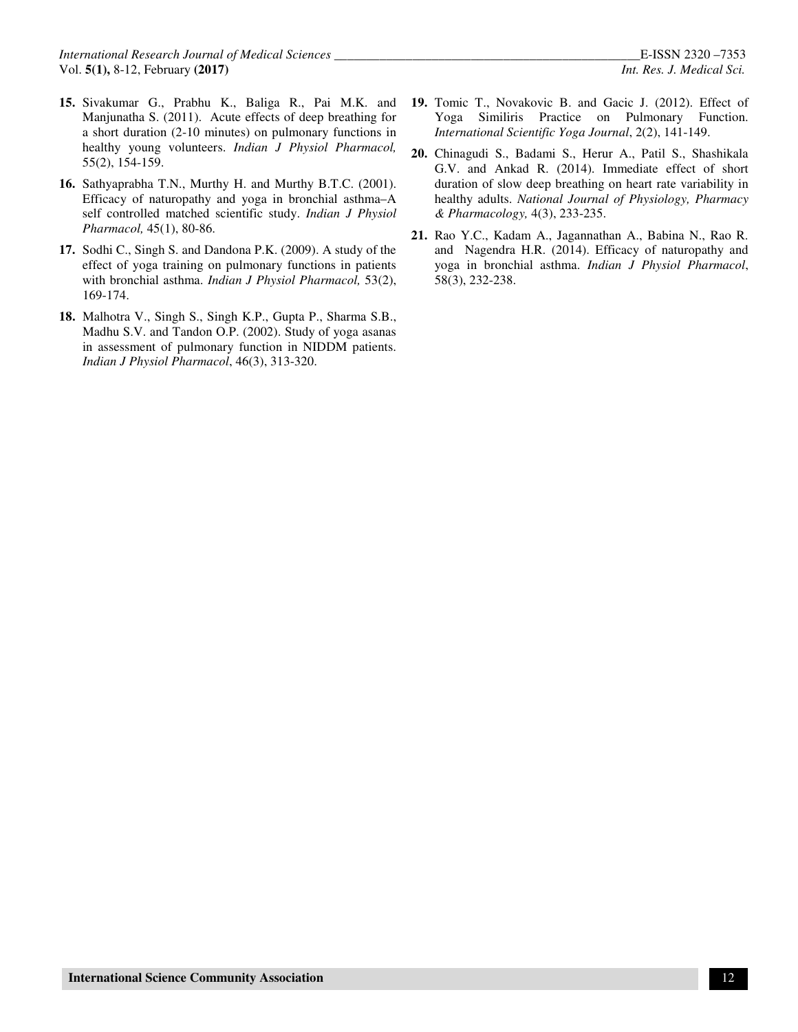15. Sivakumar G., Prabhu K., Baliga R., Pai M.K. and Manjunatha S. (2011). Acute effects of deep breathing for a short duration (2-10 minutes) on pulmonary functions in healthy young volunteers. *Indian J Physiol Pharmacol,* 55(2), 154-159.

16. Sathyaprabha T.N., Murthy H. and Murthy B.T.C. (2001). Efficacy of naturopathy and yoga in bronchial asthma–A self controlled matched scientific study. *Indian J Physiol Pharmacol,* 45(1), 80-86.

17. Sodhi C., Singh S. and Dandona P.K. (2009). A study of the effect of yoga training on pulmonary functions in patients with bronchial asthma. *Indian J Physiol Pharmacol,* 53(2), 169-174.

18. Malhotra V., Singh S., Singh K.P., Gupta P., Sharma S.B., Madhu S.V. and Tandon O.P. (2002). Study of yoga asanas in assessment of pulmonary function in NIDDM patients. *Indian J Physiol Pharmacol*, 46(3), 313-320.

19. Tomic T., Novakovic B. and Gacic J. (2012). Effect of Yoga Similiris Practice on Pulmonary Function. *International Scientific Yoga Journal*, 2(2), 141-149.

20. Chinagudi S., Badami S., Herur A., Patil S., Shashikala G.V. and Ankad R. (2014). Immediate effect of short duration of slow deep breathing on heart rate variability in healthy adults. *National Journal of Physiology, Pharmacy & Pharmacology,* 4(3), 233-235.

21. Rao Y.C., Kadam A., Jagannathan A., Babina N., Rao R. and Nagendra H.R. (2014). Efficacy of naturopathy and yoga in bronchial asthma. *Indian J Physiol Pharmacol*, 58(3), 232-238.